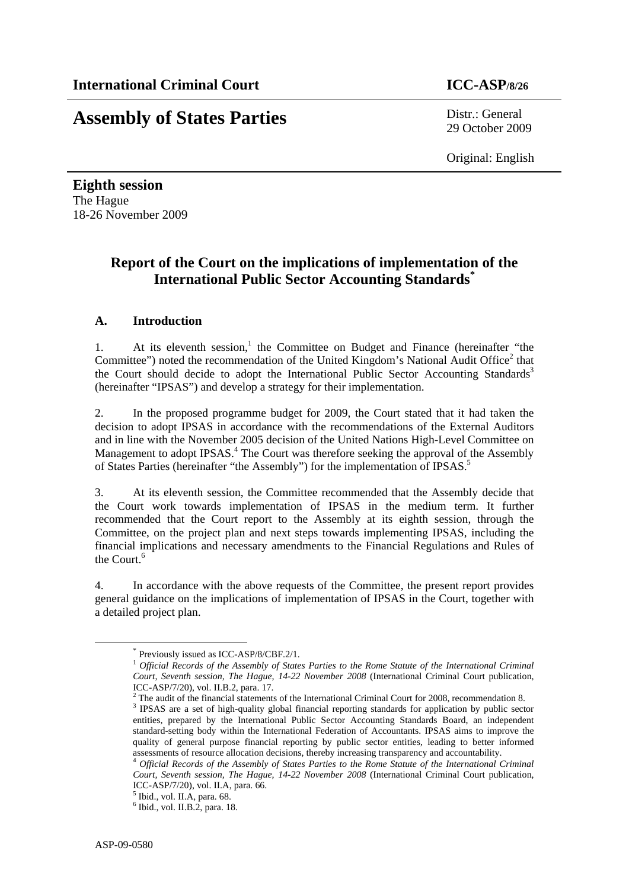**International Criminal Court** **ICC-ASP/8/26**

# Assembly of States Parties

Distr.: General
29 October 2009

Original: English

**Eighth session**
The Hague
18-26 November 2009

## Report of the Court on the implications of implementation of the International Public Sector Accounting Standards[*]

### A. Introduction

1. At its eleventh session,[1] the Committee on Budget and Finance (hereinafter "the Committee") noted the recommendation of the United Kingdom's National Audit Office[2] that the Court should decide to adopt the International Public Sector Accounting Standards[3] (hereinafter "IPSAS") and develop a strategy for their implementation.

2. In the proposed programme budget for 2009, the Court stated that it had taken the decision to adopt IPSAS in accordance with the recommendations of the External Auditors and in line with the November 2005 decision of the United Nations High-Level Committee on Management to adopt IPSAS.[4] The Court was therefore seeking the approval of the Assembly of States Parties (hereinafter "the Assembly") for the implementation of IPSAS.[5]

3. At its eleventh session, the Committee recommended that the Assembly decide that the Court work towards implementation of IPSAS in the medium term. It further recommended that the Court report to the Assembly at its eighth session, through the Committee, on the project plan and next steps towards implementing IPSAS, including the financial implications and necessary amendments to the Financial Regulations and Rules of the Court.[6]

4. In accordance with the above requests of the Committee, the present report provides general guidance on the implications of implementation of IPSAS in the Court, together with a detailed project plan.

---

[*] Previously issued as ICC-ASP/8/CBF.2/1.

[1] *Official Records of the Assembly of States Parties to the Rome Statute of the International Criminal Court, Seventh session, The Hague, 14-22 November 2008* (International Criminal Court publication, ICC-ASP/7/20), vol. II.B.2, para. 17.

[2] The audit of the financial statements of the International Criminal Court for 2008, recommendation 8.

[3] IPSAS are a set of high-quality global financial reporting standards for application by public sector entities, prepared by the International Public Sector Accounting Standards Board, an independent standard-setting body within the International Federation of Accountants. IPSAS aims to improve the quality of general purpose financial reporting by public sector entities, leading to better informed assessments of resource allocation decisions, thereby increasing transparency and accountability.

[4] *Official Records of the Assembly of States Parties to the Rome Statute of the International Criminal Court, Seventh session, The Hague, 14-22 November 2008* (International Criminal Court publication, ICC-ASP/7/20), vol. II.A, para. 66.

[5] Ibid., vol. II.A, para. 68.

[6] Ibid., vol. II.B.2, para. 18.

ASP-09-0580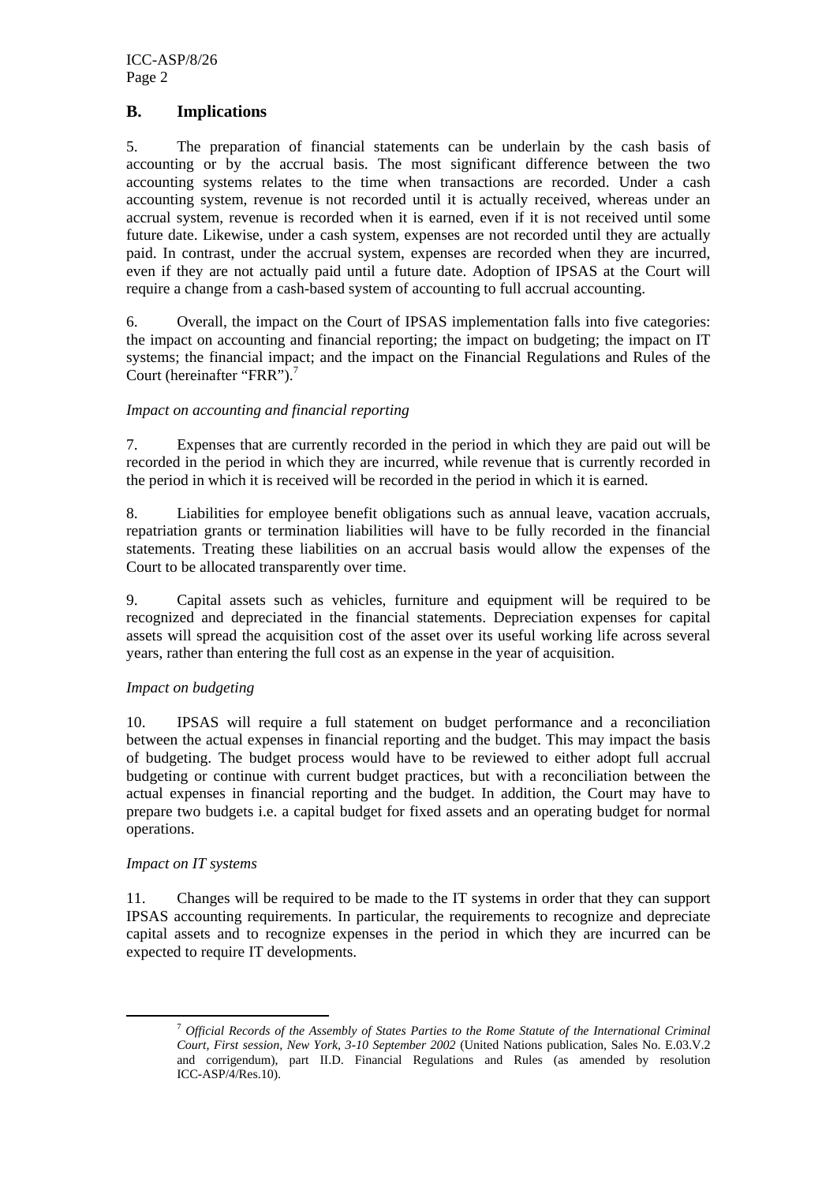## B. Implications

5. The preparation of financial statements can be underlain by the cash basis of accounting or by the accrual basis. The most significant difference between the two accounting systems relates to the time when transactions are recorded. Under a cash accounting system, revenue is not recorded until it is actually received, whereas under an accrual system, revenue is recorded when it is earned, even if it is not received until some future date. Likewise, under a cash system, expenses are not recorded until they are actually paid. In contrast, under the accrual system, expenses are recorded when they are incurred, even if they are not actually paid until a future date. Adoption of IPSAS at the Court will require a change from a cash-based system of accounting to full accrual accounting.

6. Overall, the impact on the Court of IPSAS implementation falls into five categories: the impact on accounting and financial reporting; the impact on budgeting; the impact on IT systems; the financial impact; and the impact on the Financial Regulations and Rules of the Court (hereinafter "FRR").[7]

*Impact on accounting and financial reporting*

7. Expenses that are currently recorded in the period in which they are paid out will be recorded in the period in which they are incurred, while revenue that is currently recorded in the period in which it is received will be recorded in the period in which it is earned.

8. Liabilities for employee benefit obligations such as annual leave, vacation accruals, repatriation grants or termination liabilities will have to be fully recorded in the financial statements. Treating these liabilities on an accrual basis would allow the expenses of the Court to be allocated transparently over time.

9. Capital assets such as vehicles, furniture and equipment will be required to be recognized and depreciated in the financial statements. Depreciation expenses for capital assets will spread the acquisition cost of the asset over its useful working life across several years, rather than entering the full cost as an expense in the year of acquisition.

*Impact on budgeting*

10. IPSAS will require a full statement on budget performance and a reconciliation between the actual expenses in financial reporting and the budget. This may impact the basis of budgeting. The budget process would have to be reviewed to either adopt full accrual budgeting or continue with current budget practices, but with a reconciliation between the actual expenses in financial reporting and the budget. In addition, the Court may have to prepare two budgets i.e. a capital budget for fixed assets and an operating budget for normal operations.

*Impact on IT systems*

11. Changes will be required to be made to the IT systems in order that they can support IPSAS accounting requirements. In particular, the requirements to recognize and depreciate capital assets and to recognize expenses in the period in which they are incurred can be expected to require IT developments.

[7] *Official Records of the Assembly of States Parties to the Rome Statute of the International Criminal Court, First session, New York, 3-10 September 2002* (United Nations publication, Sales No. E.03.V.2 and corrigendum), part II.D. Financial Regulations and Rules (as amended by resolution ICC-ASP/4/Res.10).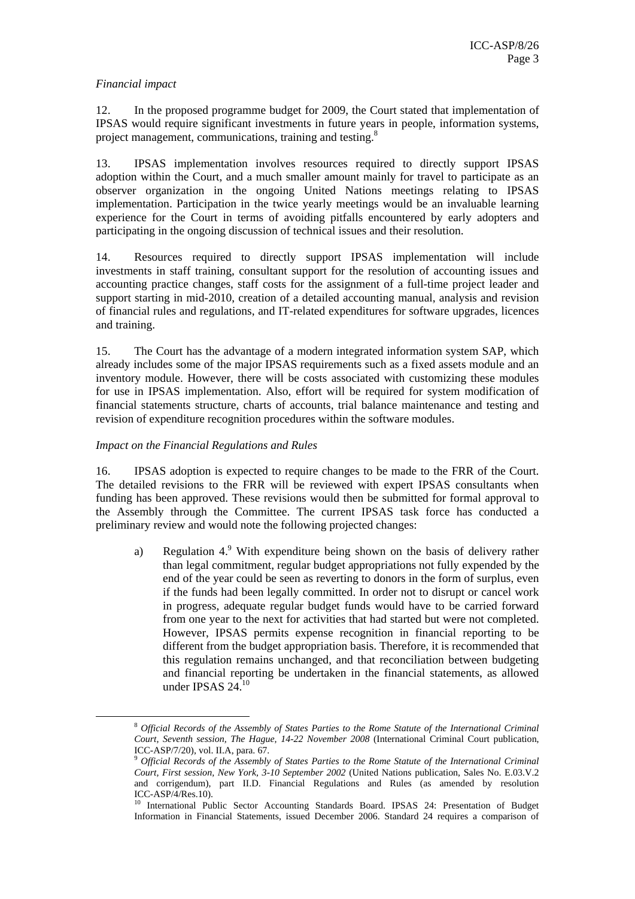*Financial impact*

12. In the proposed programme budget for 2009, the Court stated that implementation of IPSAS would require significant investments in future years in people, information systems, project management, communications, training and testing.[8]

13. IPSAS implementation involves resources required to directly support IPSAS adoption within the Court, and a much smaller amount mainly for travel to participate as an observer organization in the ongoing United Nations meetings relating to IPSAS implementation. Participation in the twice yearly meetings would be an invaluable learning experience for the Court in terms of avoiding pitfalls encountered by early adopters and participating in the ongoing discussion of technical issues and their resolution.

14. Resources required to directly support IPSAS implementation will include investments in staff training, consultant support for the resolution of accounting issues and accounting practice changes, staff costs for the assignment of a full-time project leader and support starting in mid-2010, creation of a detailed accounting manual, analysis and revision of financial rules and regulations, and IT-related expenditures for software upgrades, licences and training.

15. The Court has the advantage of a modern integrated information system SAP, which already includes some of the major IPSAS requirements such as a fixed assets module and an inventory module. However, there will be costs associated with customizing these modules for use in IPSAS implementation. Also, effort will be required for system modification of financial statements structure, charts of accounts, trial balance maintenance and testing and revision of expenditure recognition procedures within the software modules.

*Impact on the Financial Regulations and Rules*

16. IPSAS adoption is expected to require changes to be made to the FRR of the Court. The detailed revisions to the FRR will be reviewed with expert IPSAS consultants when funding has been approved. These revisions would then be submitted for formal approval to the Assembly through the Committee. The current IPSAS task force has conducted a preliminary review and would note the following projected changes:

a) Regulation 4.[9] With expenditure being shown on the basis of delivery rather than legal commitment, regular budget appropriations not fully expended by the end of the year could be seen as reverting to donors in the form of surplus, even if the funds had been legally committed. In order not to disrupt or cancel work in progress, adequate regular budget funds would have to be carried forward from one year to the next for activities that had started but were not completed. However, IPSAS permits expense recognition in financial reporting to be different from the budget appropriation basis. Therefore, it is recommended that this regulation remains unchanged, and that reconciliation between budgeting and financial reporting be undertaken in the financial statements, as allowed under IPSAS 24.[10]

---

[8] *Official Records of the Assembly of States Parties to the Rome Statute of the International Criminal Court, Seventh session, The Hague, 14-22 November 2008* (International Criminal Court publication, ICC-ASP/7/20), vol. II.A, para. 67.

[9] *Official Records of the Assembly of States Parties to the Rome Statute of the International Criminal Court, First session, New York, 3-10 September 2002* (United Nations publication, Sales No. E.03.V.2 and corrigendum), part II.D. Financial Regulations and Rules (as amended by resolution ICC-ASP/4/Res.10).

[10] International Public Sector Accounting Standards Board. IPSAS 24: Presentation of Budget Information in Financial Statements, issued December 2006. Standard 24 requires a comparison of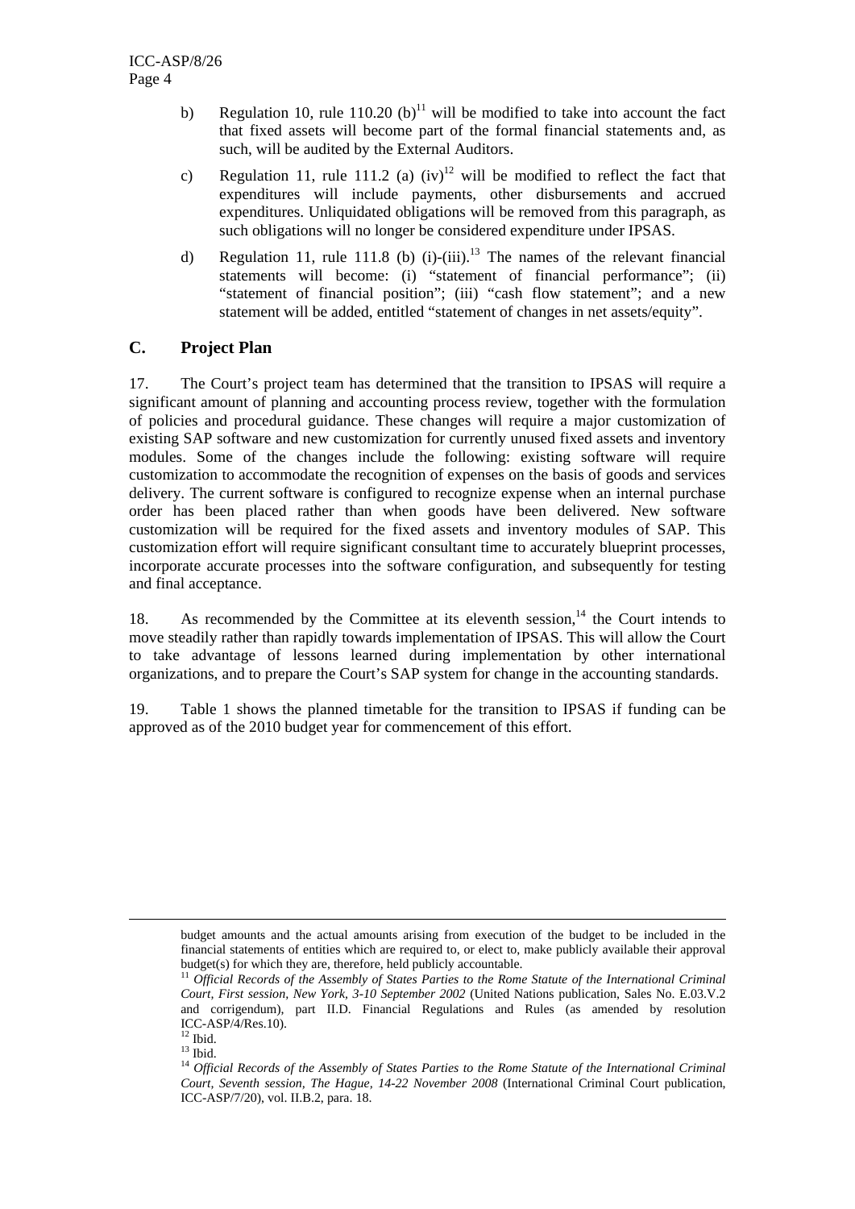b) Regulation 10, rule 110.20 (b)[11] will be modified to take into account the fact that fixed assets will become part of the formal financial statements and, as such, will be audited by the External Auditors.

c) Regulation 11, rule 111.2 (a) (iv)[12] will be modified to reflect the fact that expenditures will include payments, other disbursements and accrued expenditures. Unliquidated obligations will be removed from this paragraph, as such obligations will no longer be considered expenditure under IPSAS.

d) Regulation 11, rule 111.8 (b) (i)-(iii).[13] The names of the relevant financial statements will become: (i) "statement of financial performance"; (ii) "statement of financial position"; (iii) "cash flow statement"; and a new statement will be added, entitled "statement of changes in net assets/equity".

## C. Project Plan

17. The Court's project team has determined that the transition to IPSAS will require a significant amount of planning and accounting process review, together with the formulation of policies and procedural guidance. These changes will require a major customization of existing SAP software and new customization for currently unused fixed assets and inventory modules. Some of the changes include the following: existing software will require customization to accommodate the recognition of expenses on the basis of goods and services delivery. The current software is configured to recognize expense when an internal purchase order has been placed rather than when goods have been delivered. New software customization will be required for the fixed assets and inventory modules of SAP. This customization effort will require significant consultant time to accurately blueprint processes, incorporate accurate processes into the software configuration, and subsequently for testing and final acceptance.

18. As recommended by the Committee at its eleventh session,[14] the Court intends to move steadily rather than rapidly towards implementation of IPSAS. This will allow the Court to take advantage of lessons learned during implementation by other international organizations, and to prepare the Court's SAP system for change in the accounting standards.

19. Table 1 shows the planned timetable for the transition to IPSAS if funding can be approved as of the 2010 budget year for commencement of this effort.

---

budget amounts and the actual amounts arising from execution of the budget to be included in the financial statements of entities which are required to, or elect to, make publicly available their approval budget(s) for which they are, therefore, held publicly accountable.

[11] *Official Records of the Assembly of States Parties to the Rome Statute of the International Criminal Court, First session, New York, 3-10 September 2002* (United Nations publication, Sales No. E.03.V.2 and corrigendum), part II.D. Financial Regulations and Rules (as amended by resolution ICC-ASP/4/Res.10).

[12] Ibid.

[13] Ibid.

[14] *Official Records of the Assembly of States Parties to the Rome Statute of the International Criminal Court, Seventh session, The Hague, 14-22 November 2008* (International Criminal Court publication, ICC-ASP/7/20), vol. II.B.2, para. 18.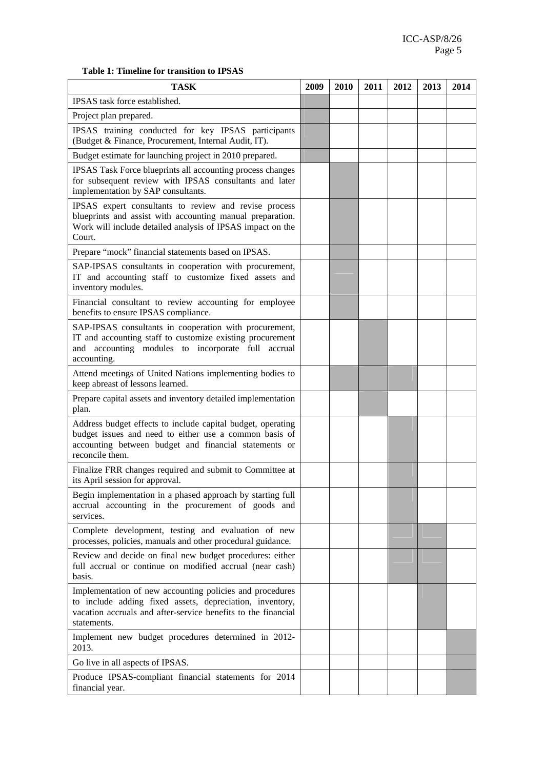**Table 1: Timeline for transition to IPSAS**

| TASK | 2009 | 2010 | 2011 | 2012 | 2013 | 2014 |
|---|---|---|---|---|---|---|
| IPSAS task force established. | X | | | | | |
| Project plan prepared. | X | | | | | |
| IPSAS training conducted for key IPSAS participants (Budget & Finance, Procurement, Internal Audit, IT). | X | | | | | |
| Budget estimate for launching project in 2010 prepared. | X | | | | | |
| IPSAS Task Force blueprints all accounting process changes for subsequent review with IPSAS consultants and later implementation by SAP consultants. | | X | | | | |
| IPSAS expert consultants to review and revise process blueprints and assist with accounting manual preparation. Work will include detailed analysis of IPSAS impact on the Court. | | X | | | | |
| Prepare "mock" financial statements based on IPSAS. | | X | | | | |
| SAP-IPSAS consultants in cooperation with procurement, IT and accounting staff to customize fixed assets and inventory modules. | | X | | | | |
| Financial consultant to review accounting for employee benefits to ensure IPSAS compliance. | | X | | | | |
| SAP-IPSAS consultants in cooperation with procurement, IT and accounting staff to customize existing procurement and accounting modules to incorporate full accrual accounting. | | | X | | | |
| Attend meetings of United Nations implementing bodies to keep abreast of lessons learned. | | X | X | X | | |
| Prepare capital assets and inventory detailed implementation plan. | | | X | | | |
| Address budget effects to include capital budget, operating budget issues and need to either use a common basis of accounting between budget and financial statements or reconcile them. | | | | X | | |
| Finalize FRR changes required and submit to Committee at its April session for approval. | | | | X | | |
| Begin implementation in a phased approach by starting full accrual accounting in the procurement of goods and services. | | | | X | | |
| Complete development, testing and evaluation of new processes, policies, manuals and other procedural guidance. | | | | X | X | |
| Review and decide on final new budget procedures: either full accrual or continue on modified accrual (near cash) basis. | | | | X | X | |
| Implementation of new accounting policies and procedures to include adding fixed assets, depreciation, inventory, vacation accruals and after-service benefits to the financial statements. | | | | | X | |
| Implement new budget procedures determined in 2012-2013. | | | | | | X |
| Go live in all aspects of IPSAS. | | | | | | X |
| Produce IPSAS-compliant financial statements for 2014 financial year. | | | | | | X |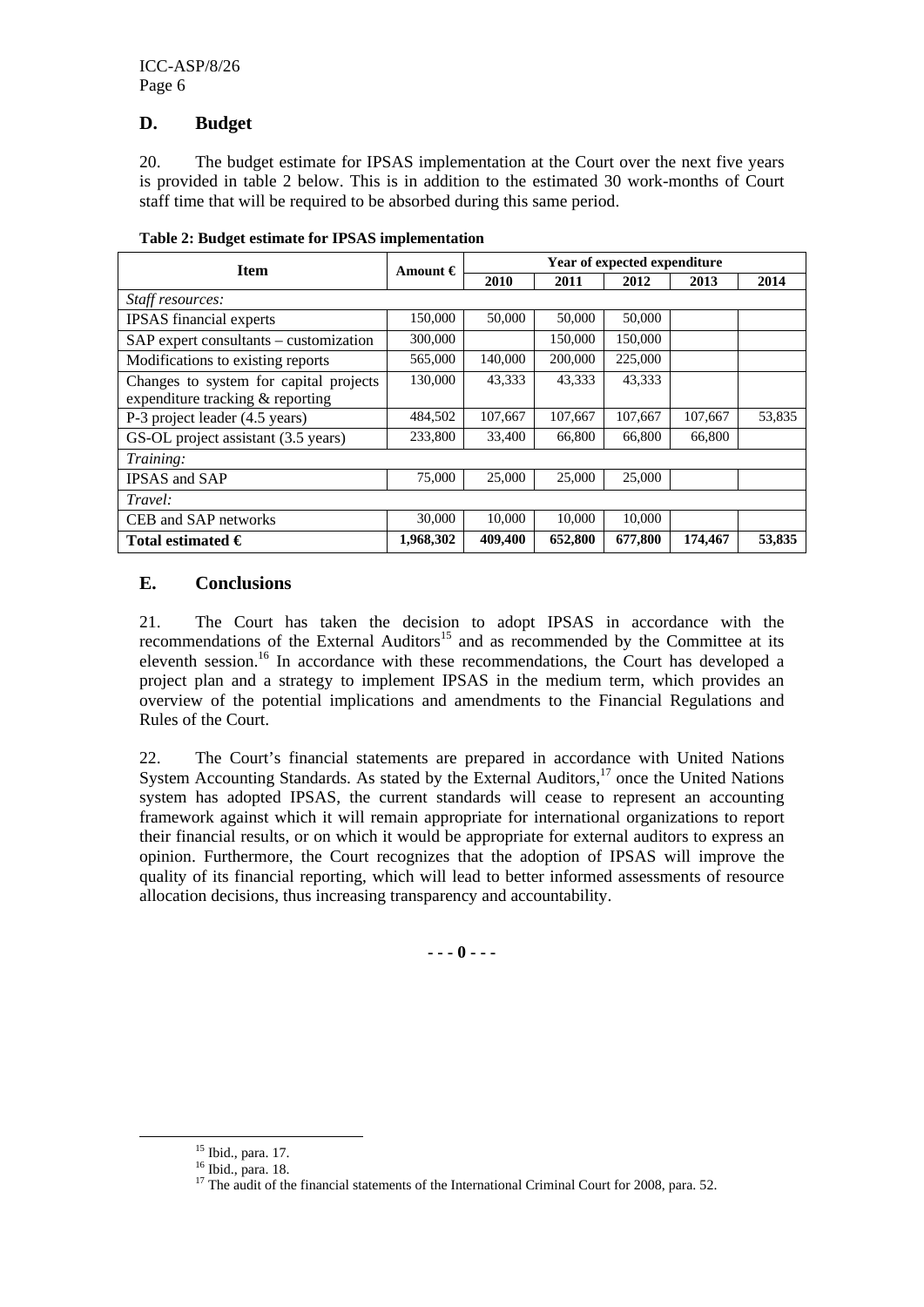## D. Budget

20. The budget estimate for IPSAS implementation at the Court over the next five years is provided in table 2 below. This is in addition to the estimated 30 work-months of Court staff time that will be required to be absorbed during this same period.

**Table 2: Budget estimate for IPSAS implementation**

| Item | Amount € | Year of expected expenditure | | | | |
|---|---|---|---|---|---|---|
| | | 2010 | 2011 | 2012 | 2013 | 2014 |
| *Staff resources:* | | | | | | |
| IPSAS financial experts | 150,000 | 50,000 | 50,000 | 50,000 | | |
| SAP expert consultants – customization | 300,000 | | 150,000 | 150,000 | | |
| Modifications to existing reports | 565,000 | 140,000 | 200,000 | 225,000 | | |
| Changes to system for capital projects expenditure tracking & reporting | 130,000 | 43,333 | 43,333 | 43,333 | | |
| P-3 project leader (4.5 years) | 484,502 | 107,667 | 107,667 | 107,667 | 107,667 | 53,835 |
| GS-OL project assistant (3.5 years) | 233,800 | 33,400 | 66,800 | 66,800 | 66,800 | |
| *Training:* | | | | | | |
| IPSAS and SAP | 75,000 | 25,000 | 25,000 | 25,000 | | |
| *Travel:* | | | | | | |
| CEB and SAP networks | 30,000 | 10,000 | 10,000 | 10,000 | | |
| **Total estimated €** | **1,968,302** | **409,400** | **652,800** | **677,800** | **174,467** | **53,835** |

## E. Conclusions

21. The Court has taken the decision to adopt IPSAS in accordance with the recommendations of the External Auditors[15] and as recommended by the Committee at its eleventh session.[16] In accordance with these recommendations, the Court has developed a project plan and a strategy to implement IPSAS in the medium term, which provides an overview of the potential implications and amendments to the Financial Regulations and Rules of the Court.

22. The Court's financial statements are prepared in accordance with United Nations System Accounting Standards. As stated by the External Auditors,[17] once the United Nations system has adopted IPSAS, the current standards will cease to represent an accounting framework against which it will remain appropriate for international organizations to report their financial results, or on which it would be appropriate for external auditors to express an opinion. Furthermore, the Court recognizes that the adoption of IPSAS will improve the quality of its financial reporting, which will lead to better informed assessments of resource allocation decisions, thus increasing transparency and accountability.

**- - - 0 - - -**

---

[15] Ibid., para. 17.
[16] Ibid., para. 18.
[17] The audit of the financial statements of the International Criminal Court for 2008, para. 52.